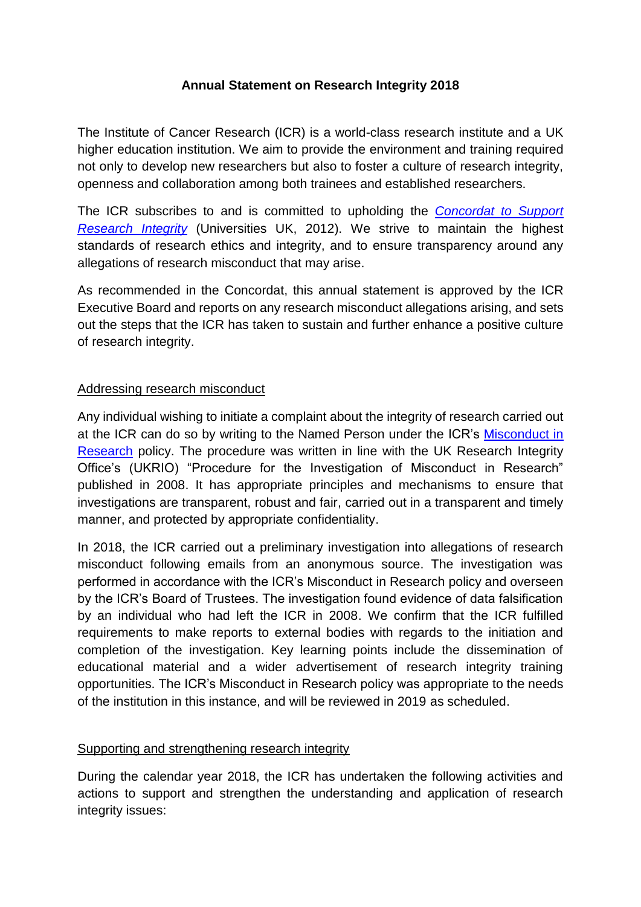# Annual Statement on Research Integrity 2018

The Institute of Cancer Research (ICR) is a world-class research institute and a UK higher education institution. We aim to provide the environment and training required not only to develop new researchers but also to foster a culture of research integrity, openness and collaboration among both trainees and established researchers.

The ICR subscribes to and is committed to upholding the *Concordat to Support Research Integrity* (Universities UK, 2012). We strive to maintain the highest standards of research ethics and integrity, and to ensure transparency around any allegations of research misconduct that may arise.

As recommended in the Concordat, this annual statement is approved by the ICR Executive Board and reports on any research misconduct allegations arising, and sets out the steps that the ICR has taken to sustain and further enhance a positive culture of research integrity.

## Addressing research misconduct

Any individual wishing to initiate a complaint about the integrity of research carried out at the ICR can do so by writing to the Named Person under the ICR's Misconduct in Research policy. The procedure was written in line with the UK Research Integrity Office's (UKRIO) "Procedure for the Investigation of Misconduct in Research" published in 2008. It has appropriate principles and mechanisms to ensure that investigations are transparent, robust and fair, carried out in a transparent and timely manner, and protected by appropriate confidentiality.

In 2018, the ICR carried out a preliminary investigation into allegations of research misconduct following emails from an anonymous source. The investigation was performed in accordance with the ICR's Misconduct in Research policy and overseen by the ICR's Board of Trustees. The investigation found evidence of data falsification by an individual who had left the ICR in 2008. We confirm that the ICR fulfilled requirements to make reports to external bodies with regards to the initiation and completion of the investigation. Key learning points include the dissemination of educational material and a wider advertisement of research integrity training opportunities. The ICR's Misconduct in Research policy was appropriate to the needs of the institution in this instance, and will be reviewed in 2019 as scheduled.

## Supporting and strengthening research integrity

During the calendar year 2018, the ICR has undertaken the following activities and actions to support and strengthen the understanding and application of research integrity issues: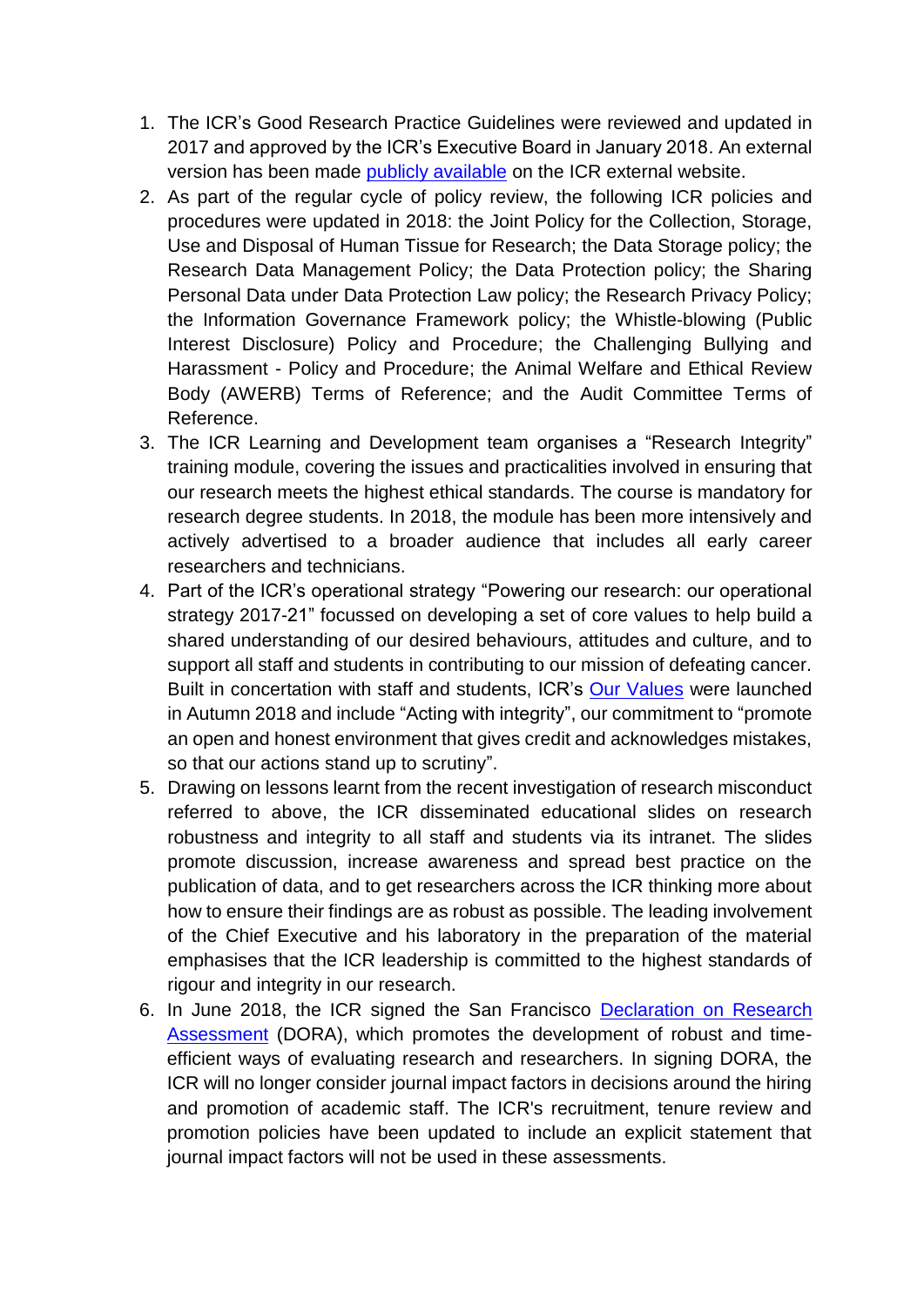1. The ICR's Good Research Practice Guidelines were reviewed and updated in 2017 and approved by the ICR's Executive Board in January 2018. An external version has been made publicly available on the ICR external website.
2. As part of the regular cycle of policy review, the following ICR policies and procedures were updated in 2018: the Joint Policy for the Collection, Storage, Use and Disposal of Human Tissue for Research; the Data Storage policy; the Research Data Management Policy; the Data Protection policy; the Sharing Personal Data under Data Protection Law policy; the Research Privacy Policy; the Information Governance Framework policy; the Whistle-blowing (Public Interest Disclosure) Policy and Procedure; the Challenging Bullying and Harassment - Policy and Procedure; the Animal Welfare and Ethical Review Body (AWERB) Terms of Reference; and the Audit Committee Terms of Reference.
3. The ICR Learning and Development team organises a "Research Integrity" training module, covering the issues and practicalities involved in ensuring that our research meets the highest ethical standards. The course is mandatory for research degree students. In 2018, the module has been more intensively and actively advertised to a broader audience that includes all early career researchers and technicians.
4. Part of the ICR's operational strategy "Powering our research: our operational strategy 2017-21" focussed on developing a set of core values to help build a shared understanding of our desired behaviours, attitudes and culture, and to support all staff and students in contributing to our mission of defeating cancer. Built in concertation with staff and students, ICR's Our Values were launched in Autumn 2018 and include "Acting with integrity", our commitment to "promote an open and honest environment that gives credit and acknowledges mistakes, so that our actions stand up to scrutiny".
5. Drawing on lessons learnt from the recent investigation of research misconduct referred to above, the ICR disseminated educational slides on research robustness and integrity to all staff and students via its intranet. The slides promote discussion, increase awareness and spread best practice on the publication of data, and to get researchers across the ICR thinking more about how to ensure their findings are as robust as possible. The leading involvement of the Chief Executive and his laboratory in the preparation of the material emphasises that the ICR leadership is committed to the highest standards of rigour and integrity in our research.
6. In June 2018, the ICR signed the San Francisco Declaration on Research Assessment (DORA), which promotes the development of robust and time-efficient ways of evaluating research and researchers. In signing DORA, the ICR will no longer consider journal impact factors in decisions around the hiring and promotion of academic staff. The ICR's recruitment, tenure review and promotion policies have been updated to include an explicit statement that journal impact factors will not be used in these assessments.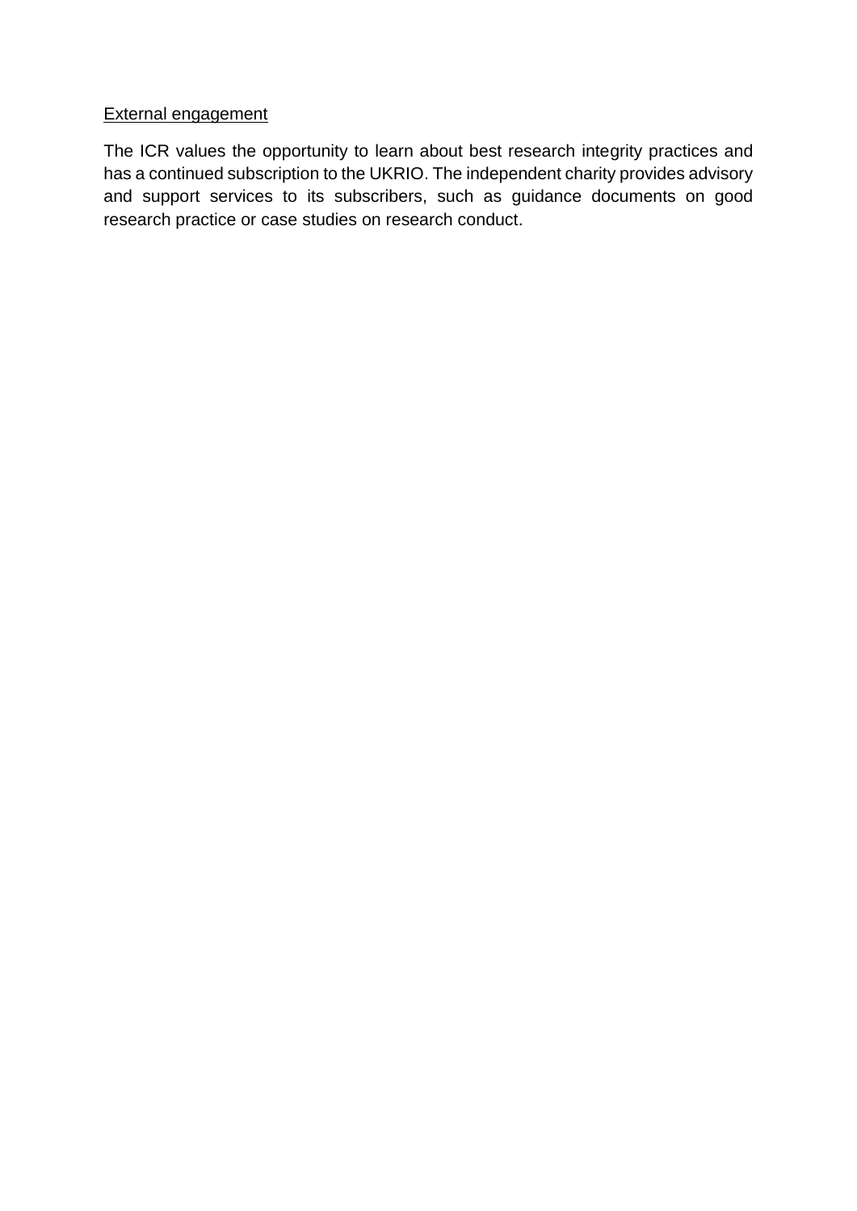<u>External engagement</u>

The ICR values the opportunity to learn about best research integrity practices and has a continued subscription to the UKRIO. The independent charity provides advisory and support services to its subscribers, such as guidance documents on good research practice or case studies on research conduct.